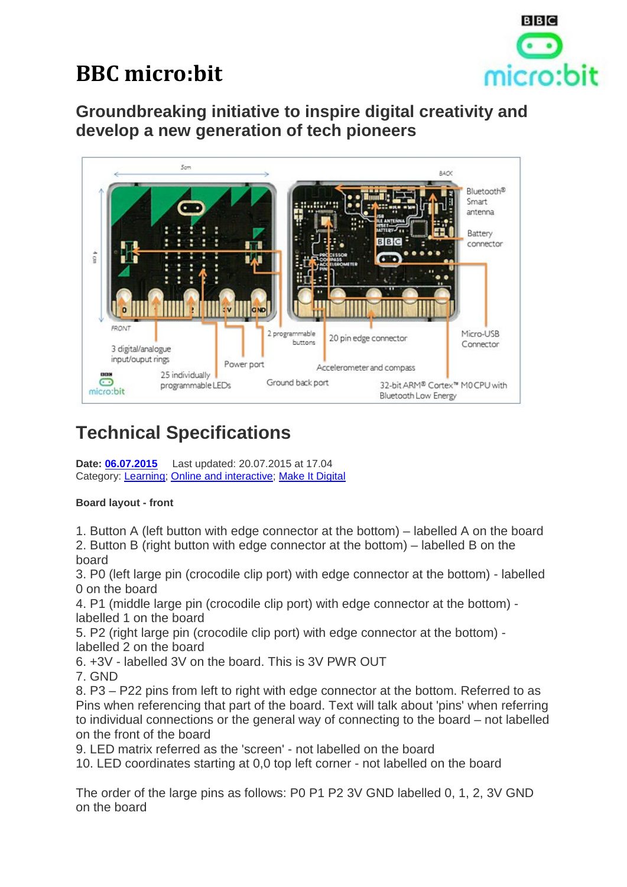# BBC micro:bit

## Groundbreaking initiative to inspire digital creativity and develop a new generation of tech pioneers

## Technical Specifications

**Date: 06.07.2015** Last updated: 20.07.2015 at 17.04
Category: Learning; Online and interactive; Make It Digital

**Board layout - front**

1. Button A (left button with edge connector at the bottom) – labelled A on the board
2. Button B (right button with edge connector at the bottom) – labelled B on the board
3. P0 (left large pin (crocodile clip port) with edge connector at the bottom) - labelled 0 on the board
4. P1 (middle large pin (crocodile clip port) with edge connector at the bottom) - labelled 1 on the board
5. P2 (right large pin (crocodile clip port) with edge connector at the bottom) - labelled 2 on the board
6. +3V - labelled 3V on the board. This is 3V PWR OUT
7. GND
8. P3 – P22 pins from left to right with edge connector at the bottom. Referred to as Pins when referencing that part of the board. Text will talk about 'pins' when referring to individual connections or the general way of connecting to the board – not labelled on the front of the board
9. LED matrix referred as the 'screen' - not labelled on the board
10. LED coordinates starting at 0,0 top left corner - not labelled on the board

The order of the large pins as follows: P0 P1 P2 3V GND labelled 0, 1, 2, 3V GND on the board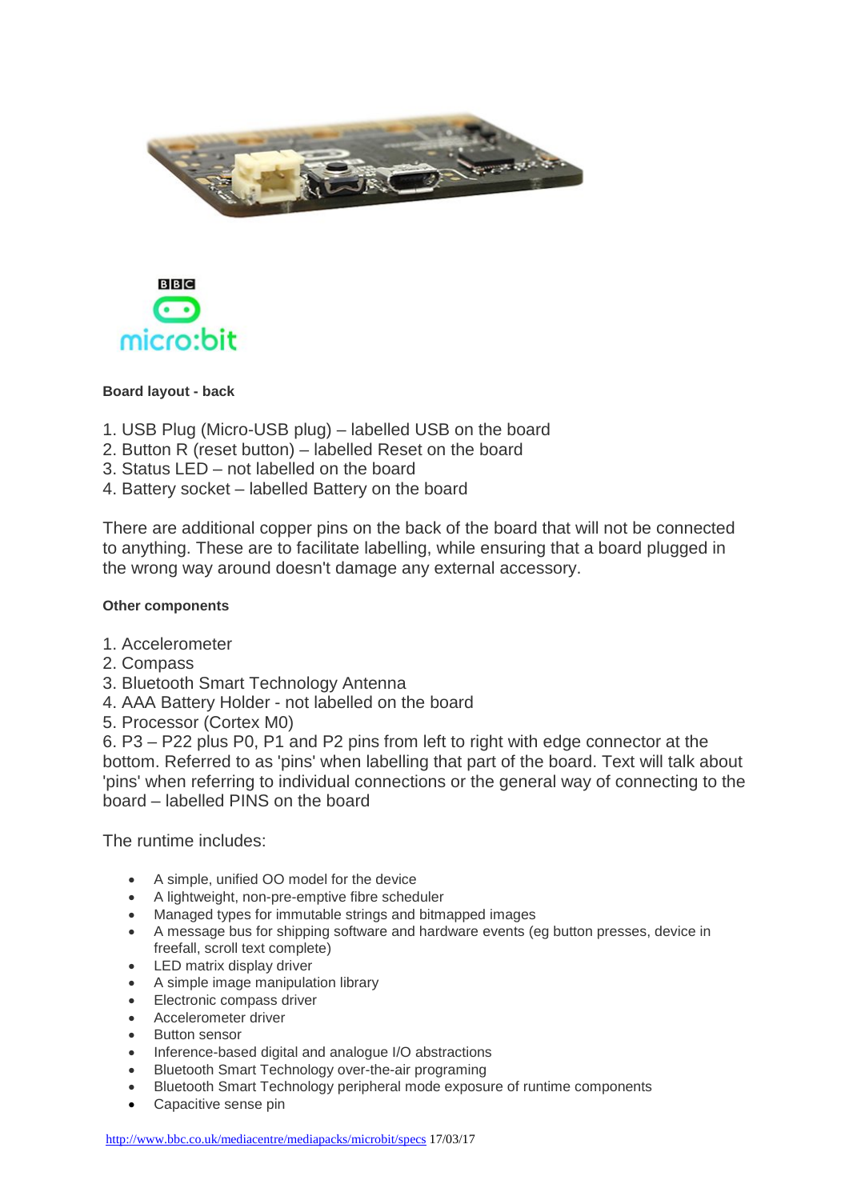**Board layout - back**

1. USB Plug (Micro-USB plug) – labelled USB on the board
2. Button R (reset button) – labelled Reset on the board
3. Status LED – not labelled on the board
4. Battery socket – labelled Battery on the board

There are additional copper pins on the back of the board that will not be connected to anything. These are to facilitate labelling, while ensuring that a board plugged in the wrong way around doesn't damage any external accessory.

**Other components**

1. Accelerometer
2. Compass
3. Bluetooth Smart Technology Antenna
4. AAA Battery Holder - not labelled on the board
5. Processor (Cortex M0)
6. P3 – P22 plus P0, P1 and P2 pins from left to right with edge connector at the bottom. Referred to as 'pins' when labelling that part of the board. Text will talk about 'pins' when referring to individual connections or the general way of connecting to the board – labelled PINS on the board

The runtime includes:

- A simple, unified OO model for the device
- A lightweight, non-pre-emptive fibre scheduler
- Managed types for immutable strings and bitmapped images
- A message bus for shipping software and hardware events (eg button presses, device in freefall, scroll text complete)
- LED matrix display driver
- A simple image manipulation library
- Electronic compass driver
- Accelerometer driver
- Button sensor
- Inference-based digital and analogue I/O abstractions
- Bluetooth Smart Technology over-the-air programing
- Bluetooth Smart Technology peripheral mode exposure of runtime components
- Capacitive sense pin

http://www.bbc.co.uk/mediacentre/mediapacks/microbit/specs 17/03/17